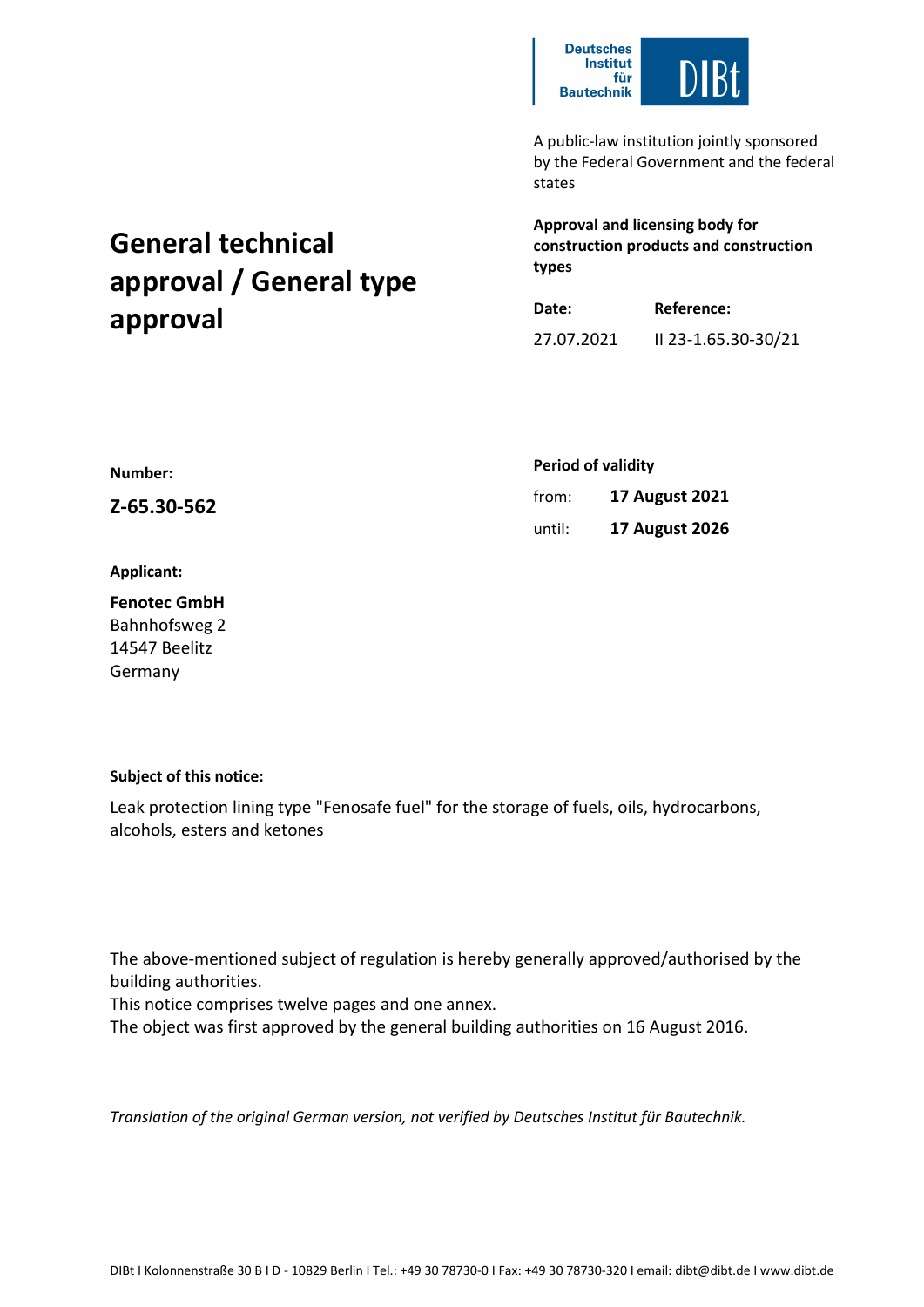Deutsches Institut für Bautechnik

DIBt

A public-law institution jointly sponsored by the Federal Government and the federal states

**Approval and licensing body for construction products and construction types**

# General technical approval / General type approval

| Date: | Reference: |
|---|---|
| 27.07.2021 | II 23-1.65.30-30/21 |

**Number:**

**Z-65.30-562**

**Period of validity**

from: **17 August 2021**

until: **17 August 2026**

**Applicant:**

**Fenotec GmbH**
Bahnhofsweg 2
14547 Beelitz
Germany

**Subject of this notice:**

Leak protection lining type "Fenosafe fuel" for the storage of fuels, oils, hydrocarbons, alcohols, esters and ketones

The above-mentioned subject of regulation is hereby generally approved/authorised by the building authorities.
This notice comprises twelve pages and one annex.
The object was first approved by the general building authorities on 16 August 2016.

*Translation of the original German version, not verified by Deutsches Institut für Bautechnik.*

DIBt I Kolonnenstraße 30 B I D - 10829 Berlin I Tel.: +49 30 78730-0 I Fax: +49 30 78730-320 I email: dibt@dibt.de I www.dibt.de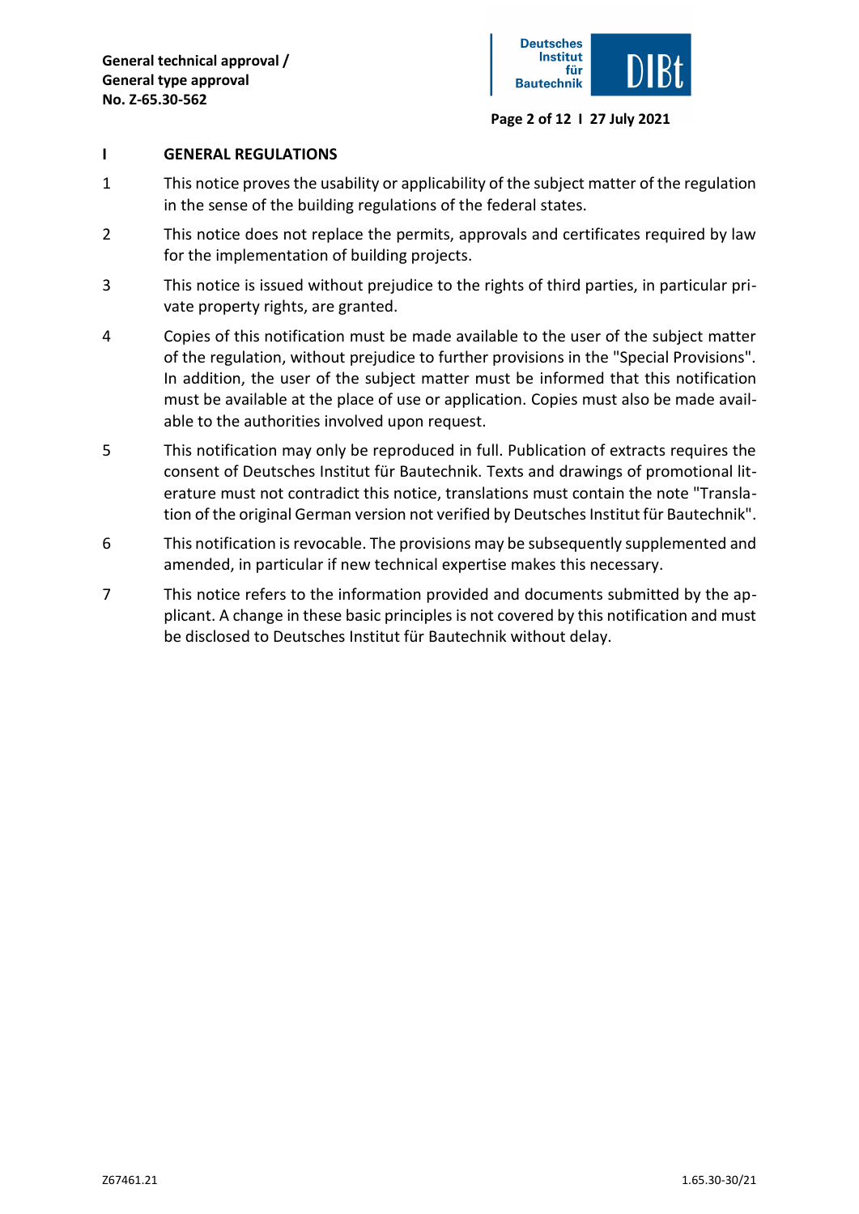## I GENERAL REGULATIONS

1. This notice proves the usability or applicability of the subject matter of the regulation in the sense of the building regulations of the federal states.

2. This notice does not replace the permits, approvals and certificates required by law for the implementation of building projects.

3. This notice is issued without prejudice to the rights of third parties, in particular private property rights, are granted.

4. Copies of this notification must be made available to the user of the subject matter of the regulation, without prejudice to further provisions in the "Special Provisions". In addition, the user of the subject matter must be informed that this notification must be available at the place of use or application. Copies must also be made available to the authorities involved upon request.

5. This notification may only be reproduced in full. Publication of extracts requires the consent of Deutsches Institut für Bautechnik. Texts and drawings of promotional literature must not contradict this notice, translations must contain the note "Translation of the original German version not verified by Deutsches Institut für Bautechnik".

6. This notification is revocable. The provisions may be subsequently supplemented and amended, in particular if new technical expertise makes this necessary.

7. This notice refers to the information provided and documents submitted by the applicant. A change in these basic principles is not covered by this notification and must be disclosed to Deutsches Institut für Bautechnik without delay.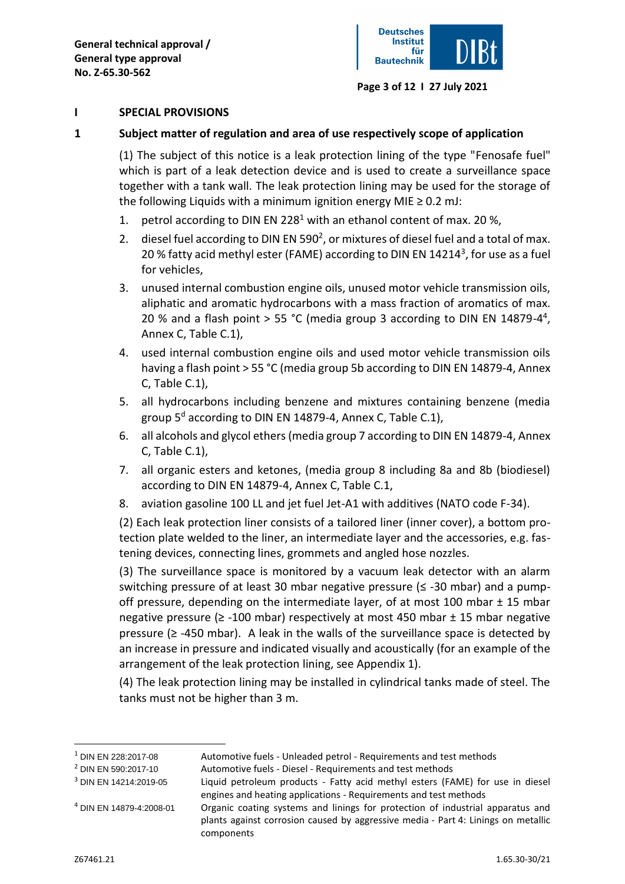# I SPECIAL PROVISIONS

## 1 Subject matter of regulation and area of use respectively scope of application

(1) The subject of this notice is a leak protection lining of the type "Fenosafe fuel" which is part of a leak detection device and is used to create a surveillance space together with a tank wall. The leak protection lining may be used for the storage of the following Liquids with a minimum ignition energy MIE ≥ 0.2 mJ:

1. petrol according to DIN EN 228[1] with an ethanol content of max. 20 %,
2. diesel fuel according to DIN EN 590[2], or mixtures of diesel fuel and a total of max. 20 % fatty acid methyl ester (FAME) according to DIN EN 14214[3], for use as a fuel for vehicles,
3. unused internal combustion engine oils, unused motor vehicle transmission oils, aliphatic and aromatic hydrocarbons with a mass fraction of aromatics of max. 20 % and a flash point > 55 °C (media group 3 according to DIN EN 14879-4[4], Annex C, Table C.1),
4. used internal combustion engine oils and used motor vehicle transmission oils having a flash point > 55 °C (media group 5b according to DIN EN 14879-4, Annex C, Table C.1),
5. all hydrocarbons including benzene and mixtures containing benzene (media group 5[d] according to DIN EN 14879-4, Annex C, Table C.1),
6. all alcohols and glycol ethers (media group 7 according to DIN EN 14879-4, Annex C, Table C.1),
7. all organic esters and ketones, (media group 8 including 8a and 8b (biodiesel) according to DIN EN 14879-4, Annex C, Table C.1,
8. aviation gasoline 100 LL and jet fuel Jet-A1 with additives (NATO code F-34).

(2) Each leak protection liner consists of a tailored liner (inner cover), a bottom protection plate welded to the liner, an intermediate layer and the accessories, e.g. fastening devices, connecting lines, grommets and angled hose nozzles.

(3) The surveillance space is monitored by a vacuum leak detector with an alarm switching pressure of at least 30 mbar negative pressure (≤ -30 mbar) and a pump-off pressure, depending on the intermediate layer, of at most 100 mbar ± 15 mbar negative pressure (≥ -100 mbar) respectively at most 450 mbar ± 15 mbar negative pressure (≥ -450 mbar). A leak in the walls of the surveillance space is detected by an increase in pressure and indicated visually and acoustically (for an example of the arrangement of the leak protection lining, see Appendix 1).

(4) The leak protection lining may be installed in cylindrical tanks made of steel. The tanks must not be higher than 3 m.

---

[1] DIN EN 228:2017-08 Automotive fuels - Unleaded petrol - Requirements and test methods

[2] DIN EN 590:2017-10 Automotive fuels - Diesel - Requirements and test methods

[3] DIN EN 14214:2019-05 Liquid petroleum products - Fatty acid methyl esters (FAME) for use in diesel engines and heating applications - Requirements and test methods

[4] DIN EN 14879-4:2008-01 Organic coating systems and linings for protection of industrial apparatus and plants against corrosion caused by aggressive media - Part 4: Linings on metallic components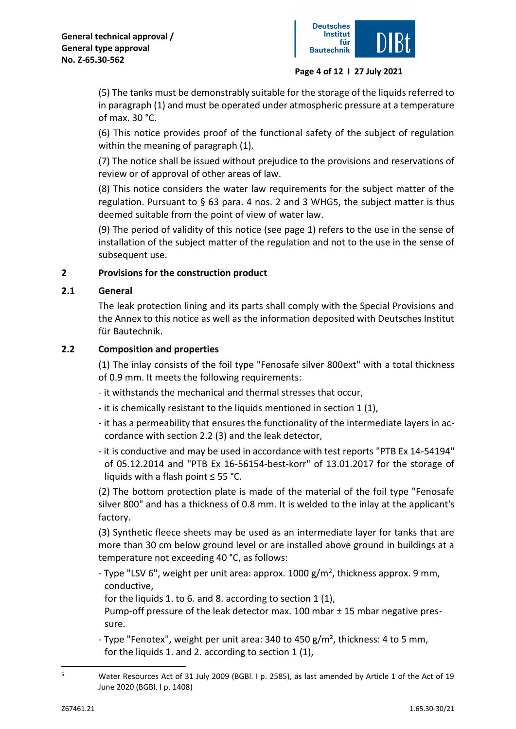(5) The tanks must be demonstrably suitable for the storage of the liquids referred to in paragraph (1) and must be operated under atmospheric pressure at a temperature of max. 30 °C.

(6) This notice provides proof of the functional safety of the subject of regulation within the meaning of paragraph (1).

(7) The notice shall be issued without prejudice to the provisions and reservations of review or of approval of other areas of law.

(8) This notice considers the water law requirements for the subject matter of the regulation. Pursuant to § 63 para. 4 nos. 2 and 3 WHG[5], the subject matter is thus deemed suitable from the point of view of water law.

(9) The period of validity of this notice (see page 1) refers to the use in the sense of installation of the subject matter of the regulation and not to the use in the sense of subsequent use.

## 2 Provisions for the construction product

### 2.1 General

The leak protection lining and its parts shall comply with the Special Provisions and the Annex to this notice as well as the information deposited with Deutsches Institut für Bautechnik.

### 2.2 Composition and properties

(1) The inlay consists of the foil type "Fenosafe silver 800ext" with a total thickness of 0.9 mm. It meets the following requirements:

- it withstands the mechanical and thermal stresses that occur,
- it is chemically resistant to the liquids mentioned in section 1 (1),
- it has a permeability that ensures the functionality of the intermediate layers in accordance with section 2.2 (3) and the leak detector,
- it is conductive and may be used in accordance with test reports "PTB Ex 14-54194" of 05.12.2014 and "PTB Ex 16-56154-best-korr" of 13.01.2017 for the storage of liquids with a flash point ≤ 55 °C.

(2) The bottom protection plate is made of the material of the foil type "Fenosafe silver 800" and has a thickness of 0.8 mm. It is welded to the inlay at the applicant's factory.

(3) Synthetic fleece sheets may be used as an intermediate layer for tanks that are more than 30 cm below ground level or are installed above ground in buildings at a temperature not exceeding 40 °C, as follows:

- Type "LSV 6", weight per unit area: approx. 1000 g/m$^2$, thickness approx. 9 mm, conductive,
  for the liquids 1. to 6. and 8. according to section 1 (1),
  Pump-off pressure of the leak detector max. 100 mbar ± 15 mbar negative pressure.
- Type "Fenotex", weight per unit area: 340 to 450 g/m$^2$, thickness: 4 to 5 mm,
  for the liquids 1. and 2. according to section 1 (1),

---

[5] Water Resources Act of 31 July 2009 (BGBl. I p. 2585), as last amended by Article 1 of the Act of 19 June 2020 (BGBl. I p. 1408)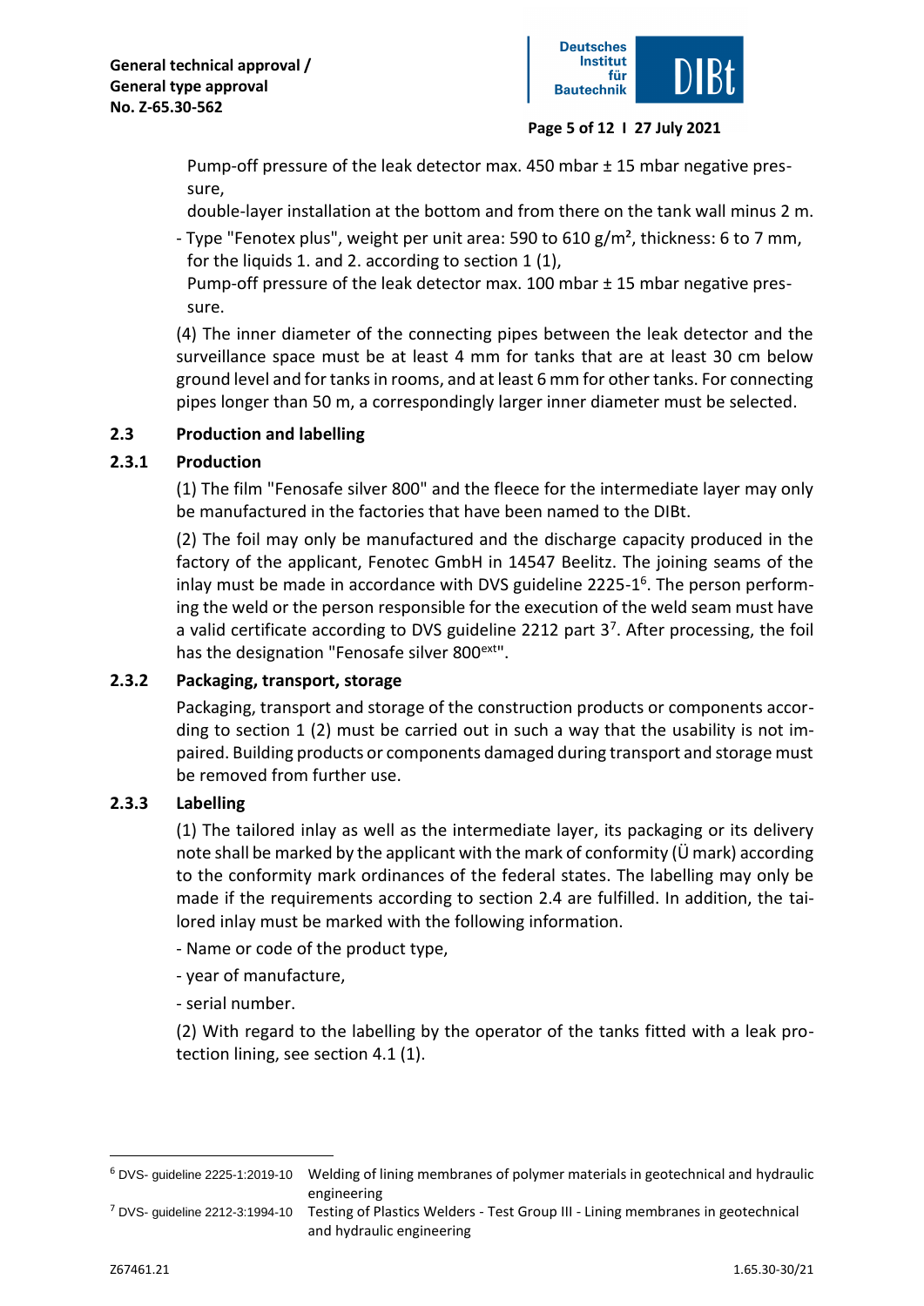Pump-off pressure of the leak detector max. 450 mbar ± 15 mbar negative pressure,

double-layer installation at the bottom and from there on the tank wall minus 2 m.

- Type "Fenotex plus", weight per unit area: 590 to 610 g/m², thickness: 6 to 7 mm, for the liquids 1. and 2. according to section 1 (1),

  Pump-off pressure of the leak detector max. 100 mbar ± 15 mbar negative pressure.

(4) The inner diameter of the connecting pipes between the leak detector and the surveillance space must be at least 4 mm for tanks that are at least 30 cm below ground level and for tanks in rooms, and at least 6 mm for other tanks. For connecting pipes longer than 50 m, a correspondingly larger inner diameter must be selected.

## 2.3 Production and labelling

### 2.3.1 Production

(1) The film "Fenosafe silver 800" and the fleece for the intermediate layer may only be manufactured in the factories that have been named to the DIBt.

(2) The foil may only be manufactured and the discharge capacity produced in the factory of the applicant, Fenotec GmbH in 14547 Beelitz. The joining seams of the inlay must be made in accordance with DVS guideline 2225-1[6]. The person performing the weld or the person responsible for the execution of the weld seam must have a valid certificate according to DVS guideline 2212 part 3[7]. After processing, the foil has the designation "Fenosafe silver 800ext".

### 2.3.2 Packaging, transport, storage

Packaging, transport and storage of the construction products or components according to section 1 (2) must be carried out in such a way that the usability is not impaired. Building products or components damaged during transport and storage must be removed from further use.

### 2.3.3 Labelling

(1) The tailored inlay as well as the intermediate layer, its packaging or its delivery note shall be marked by the applicant with the mark of conformity (Ü mark) according to the conformity mark ordinances of the federal states. The labelling may only be made if the requirements according to section 2.4 are fulfilled. In addition, the tailored inlay must be marked with the following information.

- Name or code of the product type,
- year of manufacture,
- serial number.

(2) With regard to the labelling by the operator of the tanks fitted with a leak protection lining, see section 4.1 (1).

---

[6] DVS- guideline 2225-1:2019-10 Welding of lining membranes of polymer materials in geotechnical and hydraulic engineering

[7] DVS- guideline 2212-3:1994-10 Testing of Plastics Welders - Test Group III - Lining membranes in geotechnical and hydraulic engineering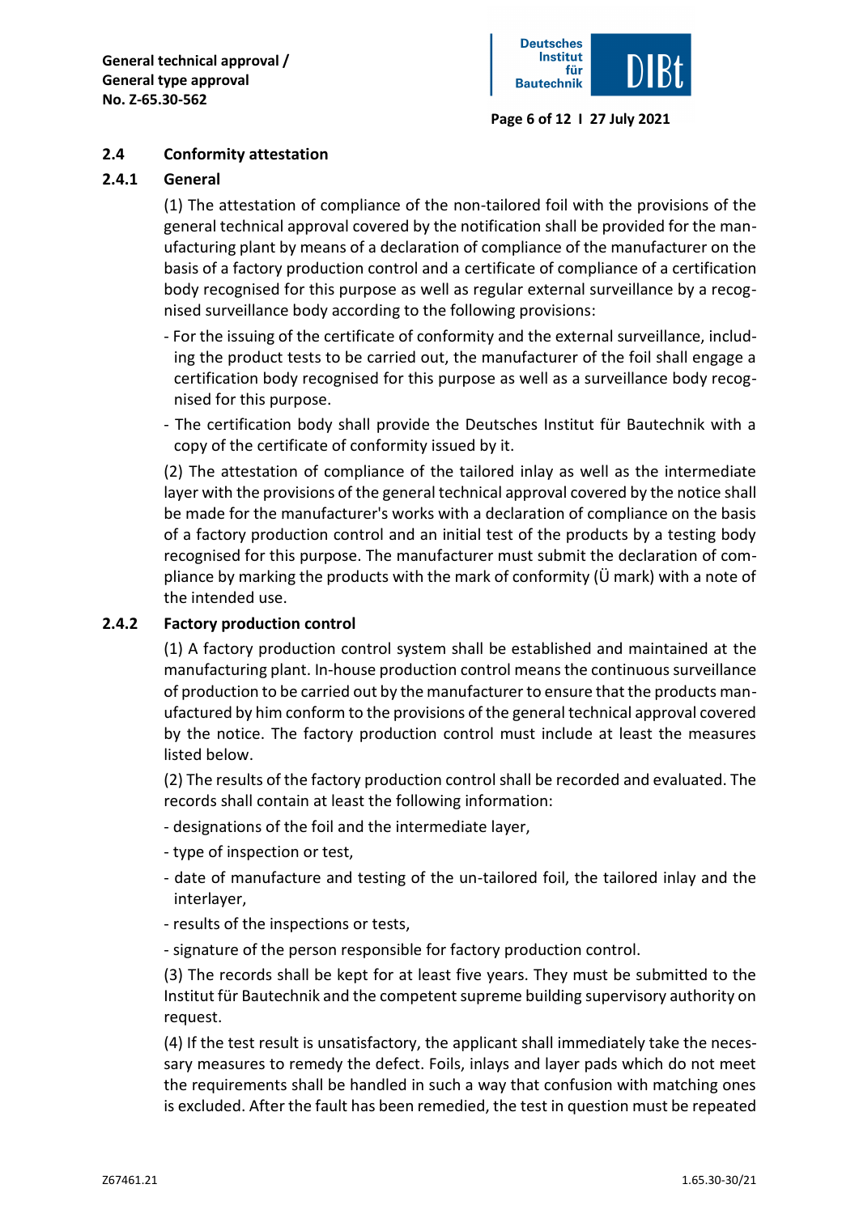### 2.4 Conformity attestation

#### 2.4.1 General

(1) The attestation of compliance of the non-tailored foil with the provisions of the general technical approval covered by the notification shall be provided for the manufacturing plant by means of a declaration of compliance of the manufacturer on the basis of a factory production control and a certificate of compliance of a certification body recognised for this purpose as well as regular external surveillance by a recognised surveillance body according to the following provisions:

- For the issuing of the certificate of conformity and the external surveillance, including the product tests to be carried out, the manufacturer of the foil shall engage a certification body recognised for this purpose as well as a surveillance body recognised for this purpose.
- The certification body shall provide the Deutsches Institut für Bautechnik with a copy of the certificate of conformity issued by it.

(2) The attestation of compliance of the tailored inlay as well as the intermediate layer with the provisions of the general technical approval covered by the notice shall be made for the manufacturer's works with a declaration of compliance on the basis of a factory production control and an initial test of the products by a testing body recognised for this purpose. The manufacturer must submit the declaration of compliance by marking the products with the mark of conformity (Ü mark) with a note of the intended use.

#### 2.4.2 Factory production control

(1) A factory production control system shall be established and maintained at the manufacturing plant. In-house production control means the continuous surveillance of production to be carried out by the manufacturer to ensure that the products manufactured by him conform to the provisions of the general technical approval covered by the notice. The factory production control must include at least the measures listed below.

(2) The results of the factory production control shall be recorded and evaluated. The records shall contain at least the following information:

- designations of the foil and the intermediate layer,
- type of inspection or test,
- date of manufacture and testing of the un-tailored foil, the tailored inlay and the interlayer,
- results of the inspections or tests,
- signature of the person responsible for factory production control.

(3) The records shall be kept for at least five years. They must be submitted to the Institut für Bautechnik and the competent supreme building supervisory authority on request.

(4) If the test result is unsatisfactory, the applicant shall immediately take the necessary measures to remedy the defect. Foils, inlays and layer pads which do not meet the requirements shall be handled in such a way that confusion with matching ones is excluded. After the fault has been remedied, the test in question must be repeated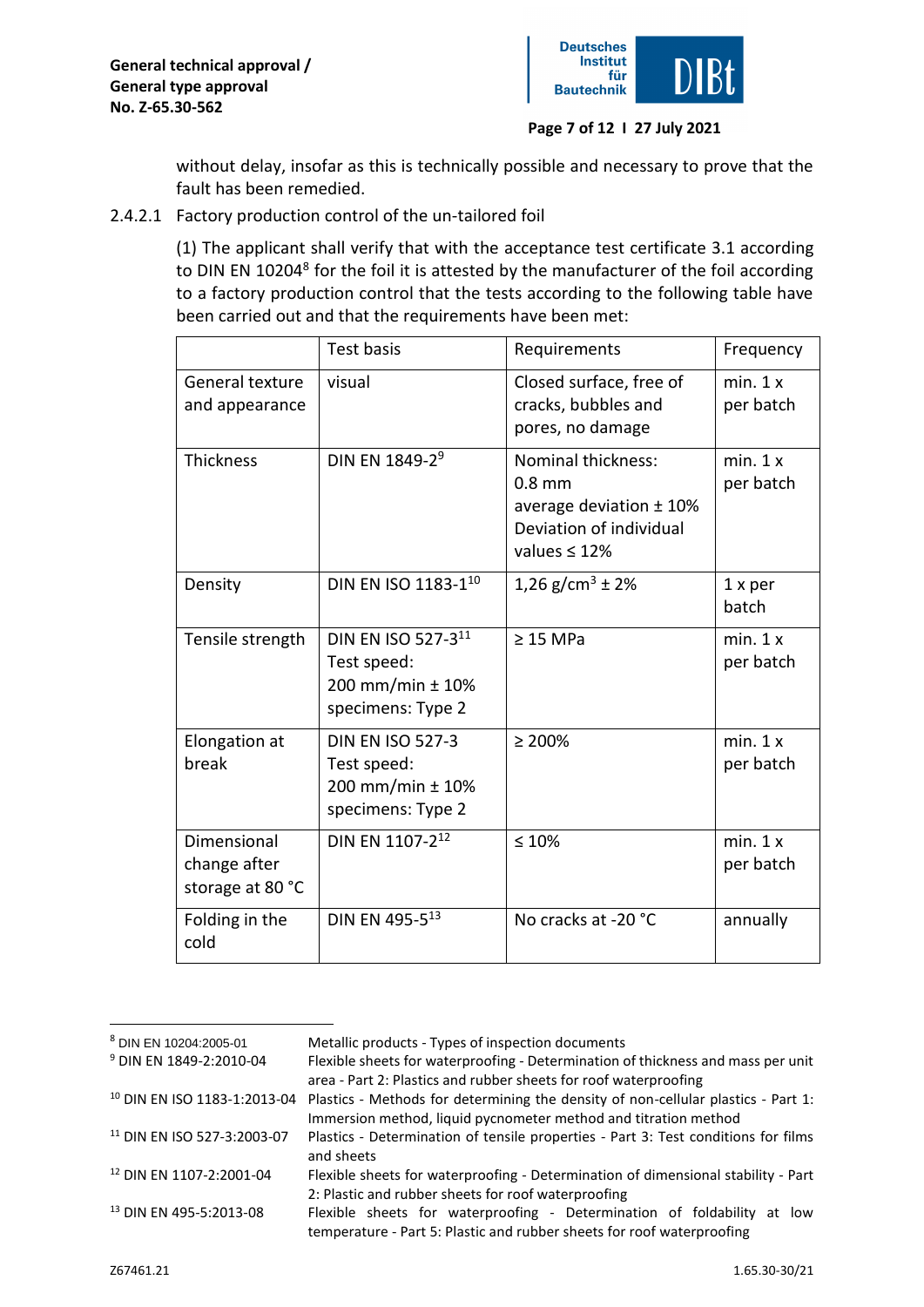without delay, insofar as this is technically possible and necessary to prove that the fault has been remedied.

2.4.2.1 Factory production control of the un-tailored foil

(1) The applicant shall verify that with the acceptance test certificate 3.1 according to DIN EN 10204[8] for the foil it is attested by the manufacturer of the foil according to a factory production control that the tests according to the following table have been carried out and that the requirements have been met:

| | Test basis | Requirements | Frequency |
|---|---|---|---|
| General texture and appearance | visual | Closed surface, free of cracks, bubbles and pores, no damage | min. 1 x per batch |
| Thickness | DIN EN 1849-2[9] | Nominal thickness: 0.8 mm<br>average deviation ± 10%<br>Deviation of individual values ≤ 12% | min. 1 x per batch |
| Density | DIN EN ISO 1183-1[10] | 1,26 g/cm$^3$ ± 2% | 1 x per batch |
| Tensile strength | DIN EN ISO 527-3[11]<br>Test speed:<br>200 mm/min ± 10%<br>specimens: Type 2 | ≥ 15 MPa | min. 1 x per batch |
| Elongation at break | DIN EN ISO 527-3<br>Test speed:<br>200 mm/min ± 10%<br>specimens: Type 2 | ≥ 200% | min. 1 x per batch |
| Dimensional change after storage at 80 °C | DIN EN 1107-2[12] | ≤ 10% | min. 1 x per batch |
| Folding in the cold | DIN EN 495-5[13] | No cracks at -20 °C | annually |

[8] DIN EN 10204:2005-01 Metallic products - Types of inspection documents

[9] DIN EN 1849-2:2010-04 Flexible sheets for waterproofing - Determination of thickness and mass per unit area - Part 2: Plastics and rubber sheets for roof waterproofing

[10] DIN EN ISO 1183-1:2013-04 Plastics - Methods for determining the density of non-cellular plastics - Part 1: Immersion method, liquid pycnometer method and titration method

[11] DIN EN ISO 527-3:2003-07 Plastics - Determination of tensile properties - Part 3: Test conditions for films and sheets

[12] DIN EN 1107-2:2001-04 Flexible sheets for waterproofing - Determination of dimensional stability - Part 2: Plastic and rubber sheets for roof waterproofing

[13] DIN EN 495-5:2013-08 Flexible sheets for waterproofing - Determination of foldability at low temperature - Part 5: Plastic and rubber sheets for roof waterproofing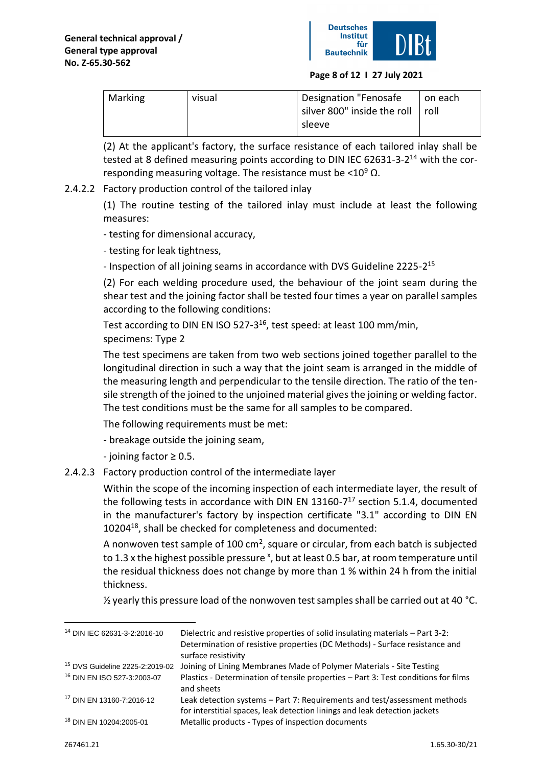| | | | |
|---|---|---|---|
| Marking | visual | Designation "Fenosafe silver 800" inside the roll sleeve | on each roll |

(2) At the applicant's factory, the surface resistance of each tailored inlay shall be tested at 8 defined measuring points according to DIN IEC 62631-3-2[14] with the corresponding measuring voltage. The resistance must be $<10^9\ \Omega$.

2.4.2.2 Factory production control of the tailored inlay

(1) The routine testing of the tailored inlay must include at least the following measures:

- testing for dimensional accuracy,
- testing for leak tightness,
- Inspection of all joining seams in accordance with DVS Guideline 2225-2[15]

(2) For each welding procedure used, the behaviour of the joint seam during the shear test and the joining factor shall be tested four times a year on parallel samples according to the following conditions:

Test according to DIN EN ISO 527-3[16], test speed: at least 100 mm/min,
specimens: Type 2

The test specimens are taken from two web sections joined together parallel to the longitudinal direction in such a way that the joint seam is arranged in the middle of the measuring length and perpendicular to the tensile direction. The ratio of the tensile strength of the joined to the unjoined material gives the joining or welding factor. The test conditions must be the same for all samples to be compared.

The following requirements must be met:

- breakage outside the joining seam,
- joining factor ≥ 0.5.

2.4.2.3 Factory production control of the intermediate layer

Within the scope of the incoming inspection of each intermediate layer, the result of the following tests in accordance with DIN EN 13160-7[17] section 5.1.4, documented in the manufacturer's factory by inspection certificate "3.1" according to DIN EN 10204[18], shall be checked for completeness and documented:

A nonwoven test sample of 100 $cm^2$, square or circular, from each batch is subjected to 1.3 x the highest possible pressure [x], but at least 0.5 bar, at room temperature until the residual thickness does not change by more than 1 % within 24 h from the initial thickness.

½ yearly this pressure load of the nonwoven test samples shall be carried out at 40 °C.

---

| | |
|---|---|
| [14] DIN IEC 62631-3-2:2016-10 | Dielectric and resistive properties of solid insulating materials – Part 3-2: Determination of resistive properties (DC Methods) - Surface resistance and surface resistivity |
| [15] DVS Guideline 2225-2:2019-02 | Joining of Lining Membranes Made of Polymer Materials - Site Testing |
| [16] DIN EN ISO 527-3:2003-07 | Plastics - Determination of tensile properties – Part 3: Test conditions for films and sheets |
| [17] DIN EN 13160-7:2016-12 | Leak detection systems – Part 7: Requirements and test/assessment methods for interstitial spaces, leak detection linings and leak detection jackets |
| [18] DIN EN 10204:2005-01 | Metallic products - Types of inspection documents |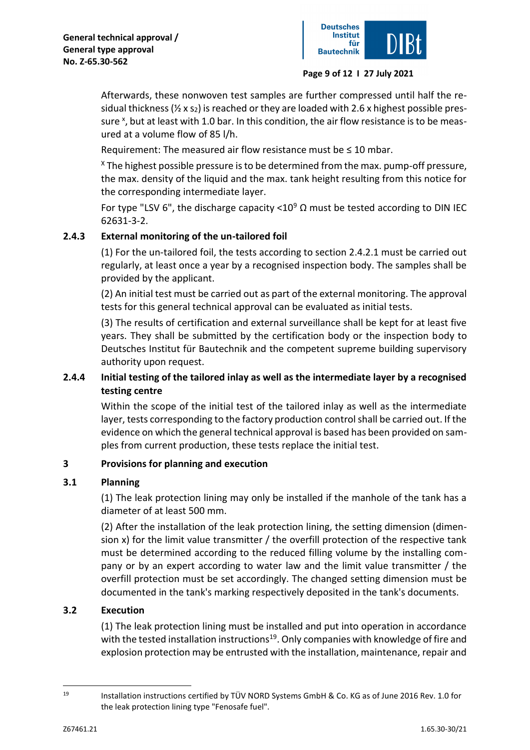Afterwards, these nonwoven test samples are further compressed until half the residual thickness (½ x $s_2$) is reached or they are loaded with 2.6 x highest possible pressure [x], but at least with 1.0 bar. In this condition, the air flow resistance is to be measured at a volume flow of 85 l/h.

Requirement: The measured air flow resistance must be ≤ 10 mbar.

[X] The highest possible pressure is to be determined from the max. pump-off pressure, the max. density of the liquid and the max. tank height resulting from this notice for the corresponding intermediate layer.

For type "LSV 6", the discharge capacity $<10^9$ Ω must be tested according to DIN IEC 62631-3-2.

### 2.4.3 External monitoring of the un-tailored foil

(1) For the un-tailored foil, the tests according to section 2.4.2.1 must be carried out regularly, at least once a year by a recognised inspection body. The samples shall be provided by the applicant.

(2) An initial test must be carried out as part of the external monitoring. The approval tests for this general technical approval can be evaluated as initial tests.

(3) The results of certification and external surveillance shall be kept for at least five years. They shall be submitted by the certification body or the inspection body to Deutsches Institut für Bautechnik and the competent supreme building supervisory authority upon request.

### 2.4.4 Initial testing of the tailored inlay as well as the intermediate layer by a recognised testing centre

Within the scope of the initial test of the tailored inlay as well as the intermediate layer, tests corresponding to the factory production control shall be carried out. If the evidence on which the general technical approval is based has been provided on samples from current production, these tests replace the initial test.

## 3 Provisions for planning and execution

### 3.1 Planning

(1) The leak protection lining may only be installed if the manhole of the tank has a diameter of at least 500 mm.

(2) After the installation of the leak protection lining, the setting dimension (dimension x) for the limit value transmitter / the overfill protection of the respective tank must be determined according to the reduced filling volume by the installing company or by an expert according to water law and the limit value transmitter / the overfill protection must be set accordingly. The changed setting dimension must be documented in the tank's marking respectively deposited in the tank's documents.

### 3.2 Execution

(1) The leak protection lining must be installed and put into operation in accordance with the tested installation instructions[19]. Only companies with knowledge of fire and explosion protection may be entrusted with the installation, maintenance, repair and

---

[19] Installation instructions certified by TÜV NORD Systems GmbH & Co. KG as of June 2016 Rev. 1.0 for the leak protection lining type "Fenosafe fuel".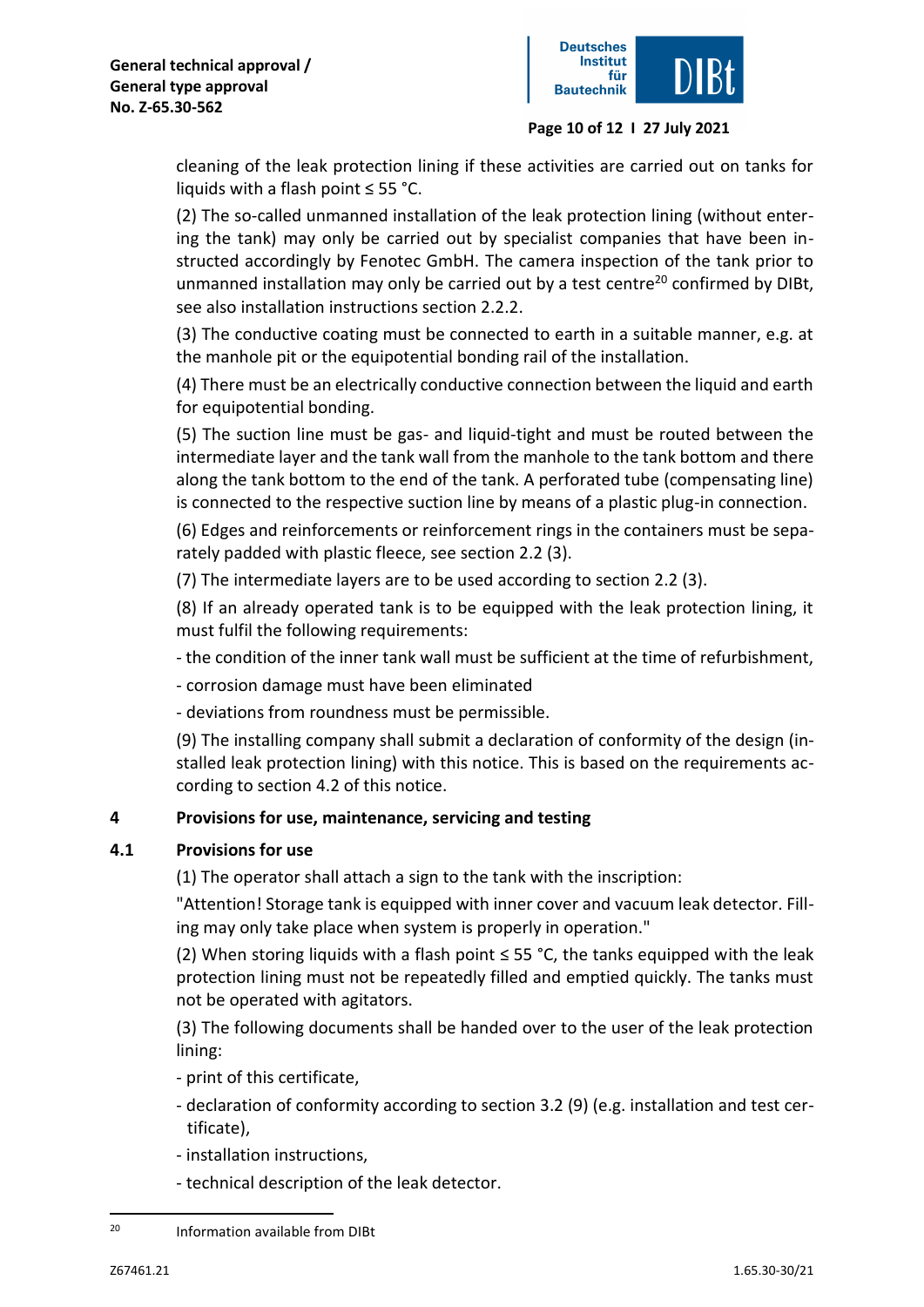cleaning of the leak protection lining if these activities are carried out on tanks for liquids with a flash point ≤ 55 °C.

(2) The so-called unmanned installation of the leak protection lining (without entering the tank) may only be carried out by specialist companies that have been instructed accordingly by Fenotec GmbH. The camera inspection of the tank prior to unmanned installation may only be carried out by a test centre[20] confirmed by DIBt, see also installation instructions section 2.2.2.

(3) The conductive coating must be connected to earth in a suitable manner, e.g. at the manhole pit or the equipotential bonding rail of the installation.

(4) There must be an electrically conductive connection between the liquid and earth for equipotential bonding.

(5) The suction line must be gas- and liquid-tight and must be routed between the intermediate layer and the tank wall from the manhole to the tank bottom and there along the tank bottom to the end of the tank. A perforated tube (compensating line) is connected to the respective suction line by means of a plastic plug-in connection.

(6) Edges and reinforcements or reinforcement rings in the containers must be separately padded with plastic fleece, see section 2.2 (3).

(7) The intermediate layers are to be used according to section 2.2 (3).

(8) If an already operated tank is to be equipped with the leak protection lining, it must fulfil the following requirements:

- the condition of the inner tank wall must be sufficient at the time of refurbishment,
- corrosion damage must have been eliminated
- deviations from roundness must be permissible.

(9) The installing company shall submit a declaration of conformity of the design (installed leak protection lining) with this notice. This is based on the requirements according to section 4.2 of this notice.

## 4 Provisions for use, maintenance, servicing and testing

### 4.1 Provisions for use

(1) The operator shall attach a sign to the tank with the inscription:

"Attention! Storage tank is equipped with inner cover and vacuum leak detector. Filling may only take place when system is properly in operation."

(2) When storing liquids with a flash point ≤ 55 °C, the tanks equipped with the leak protection lining must not be repeatedly filled and emptied quickly. The tanks must not be operated with agitators.

(3) The following documents shall be handed over to the user of the leak protection lining:

- print of this certificate,
- declaration of conformity according to section 3.2 (9) (e.g. installation and test certificate),
- installation instructions,
- technical description of the leak detector.

[20] Information available from DIBt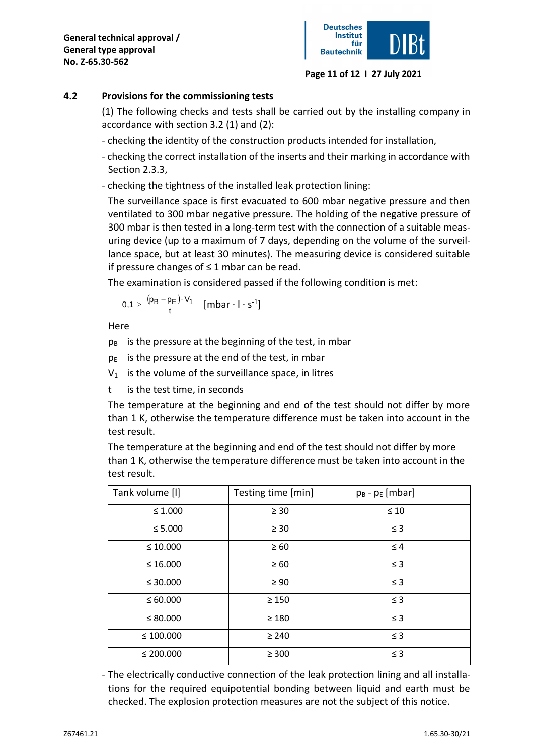### 4.2 Provisions for the commissioning tests

(1) The following checks and tests shall be carried out by the installing company in accordance with section 3.2 (1) and (2):

- checking the identity of the construction products intended for installation,
- checking the correct installation of the inserts and their marking in accordance with Section 2.3.3,
- checking the tightness of the installed leak protection lining:

  The surveillance space is first evacuated to 600 mbar negative pressure and then ventilated to 300 mbar negative pressure. The holding of the negative pressure of 300 mbar is then tested in a long-term test with the connection of a suitable measuring device (up to a maximum of 7 days, depending on the volume of the surveillance space, but at least 30 minutes). The measuring device is considered suitable if pressure changes of ≤ 1 mbar can be read.

  The examination is considered passed if the following condition is met:

  $$0{,}1 \geq \frac{(p_B - p_E) \cdot V_1}{t} \quad [\text{mbar} \cdot \text{l} \cdot \text{s}^{-1}]$$

  Here

  $p_B$ is the pressure at the beginning of the test, in mbar

  $p_E$ is the pressure at the end of the test, in mbar

  $V_1$ is the volume of the surveillance space, in litres

  t is the test time, in seconds

  The temperature at the beginning and end of the test should not differ by more than 1 K, otherwise the temperature difference must be taken into account in the test result.

  The temperature at the beginning and end of the test should not differ by more than 1 K, otherwise the temperature difference must be taken into account in the test result.

| Tank volume [l] | Testing time [min] | $p_B$ - $p_E$ [mbar] |
|---|---|---|
| ≤ 1.000 | ≥ 30 | ≤ 10 |
| ≤ 5.000 | ≥ 30 | ≤ 3 |
| ≤ 10.000 | ≥ 60 | ≤ 4 |
| ≤ 16.000 | ≥ 60 | ≤ 3 |
| ≤ 30.000 | ≥ 90 | ≤ 3 |
| ≤ 60.000 | ≥ 150 | ≤ 3 |
| ≤ 80.000 | ≥ 180 | ≤ 3 |
| ≤ 100.000 | ≥ 240 | ≤ 3 |
| ≤ 200.000 | ≥ 300 | ≤ 3 |

- The electrically conductive connection of the leak protection lining and all installations for the required equipotential bonding between liquid and earth must be checked. The explosion protection measures are not the subject of this notice.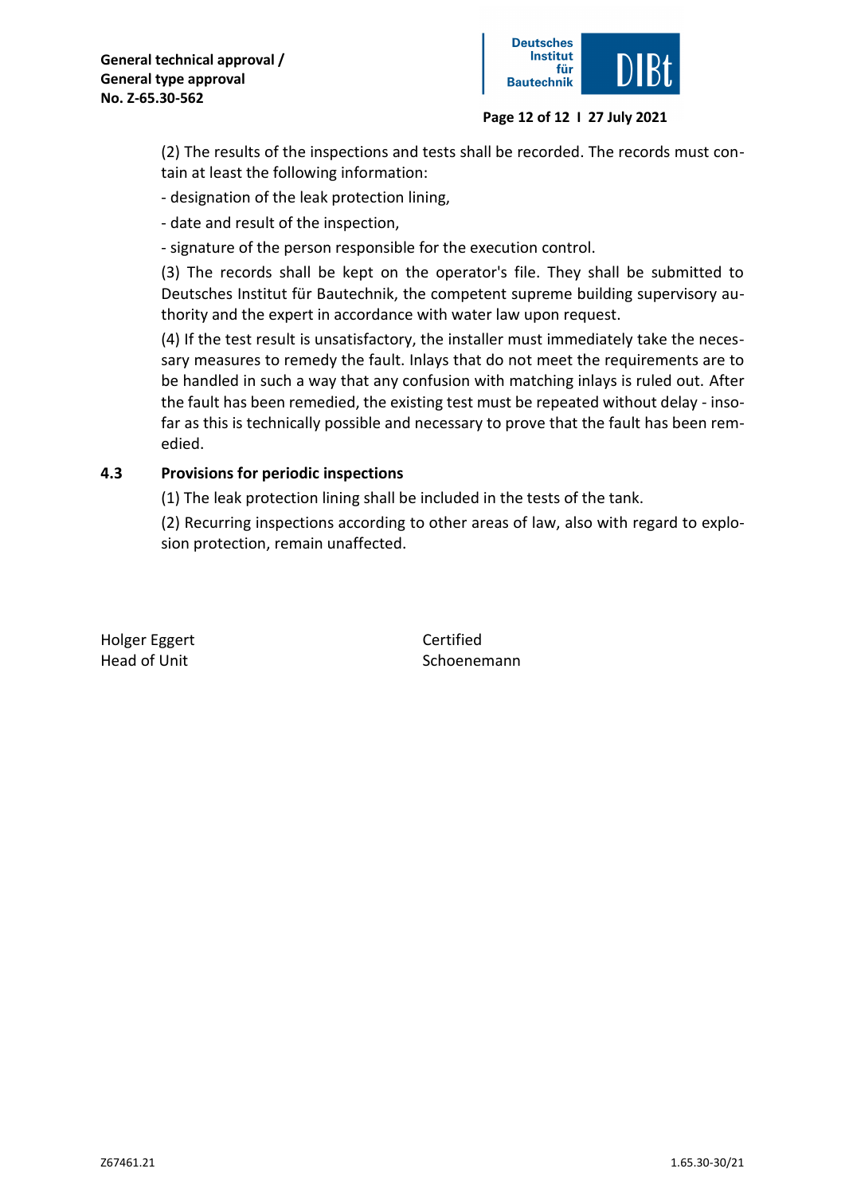(2) The results of the inspections and tests shall be recorded. The records must contain at least the following information:

- designation of the leak protection lining,
- date and result of the inspection,
- signature of the person responsible for the execution control.

(3) The records shall be kept on the operator's file. They shall be submitted to Deutsches Institut für Bautechnik, the competent supreme building supervisory authority and the expert in accordance with water law upon request.

(4) If the test result is unsatisfactory, the installer must immediately take the necessary measures to remedy the fault. Inlays that do not meet the requirements are to be handled in such a way that any confusion with matching inlays is ruled out. After the fault has been remedied, the existing test must be repeated without delay - insofar as this is technically possible and necessary to prove that the fault has been remedied.

## 4.3 Provisions for periodic inspections

(1) The leak protection lining shall be included in the tests of the tank.

(2) Recurring inspections according to other areas of law, also with regard to explosion protection, remain unaffected.

Holger Eggert
Head of Unit

Certified
Schoenemann

Z67461.21 1.65.30-30/21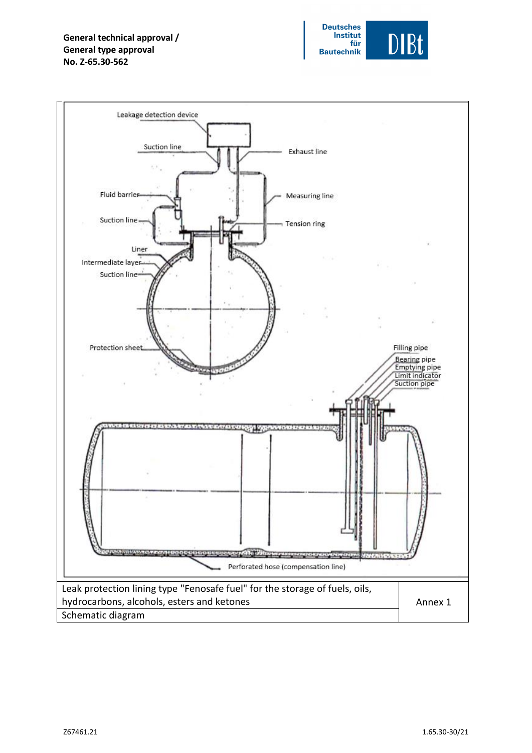Leakage detection device

Suction line

Exhaust line

Fluid barrier

Measuring line

Suction line

Tension ring

Liner

Intermediate layer

Suction line

Protection sheet

Filling pipe

Bearing pipe

Emptying pipe

Limit indicator

Suction pipe

Perforated hose (compensation line)

| | |
|---|---|
| Leak protection lining type "Fenosafe fuel" for the storage of fuels, oils, hydrocarbons, alcohols, esters and ketones | Annex 1 |
| Schematic diagram | |